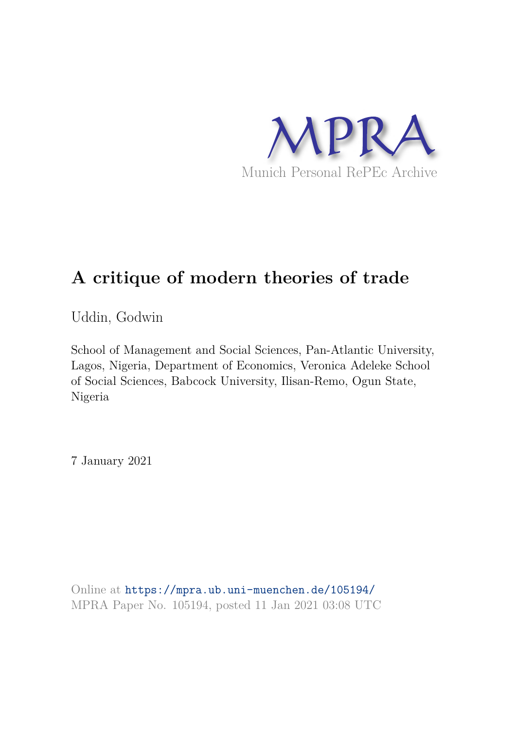MPRA

Munich Personal RePEc Archive

# A critique of modern theories of trade

Uddin, Godwin

School of Management and Social Sciences, Pan-Atlantic University, Lagos, Nigeria, Department of Economics, Veronica Adeleke School of Social Sciences, Babcock University, Ilisan-Remo, Ogun State, Nigeria

7 January 2021

Online at https://mpra.ub.uni-muenchen.de/105194/
MPRA Paper No. 105194, posted 11 Jan 2021 03:08 UTC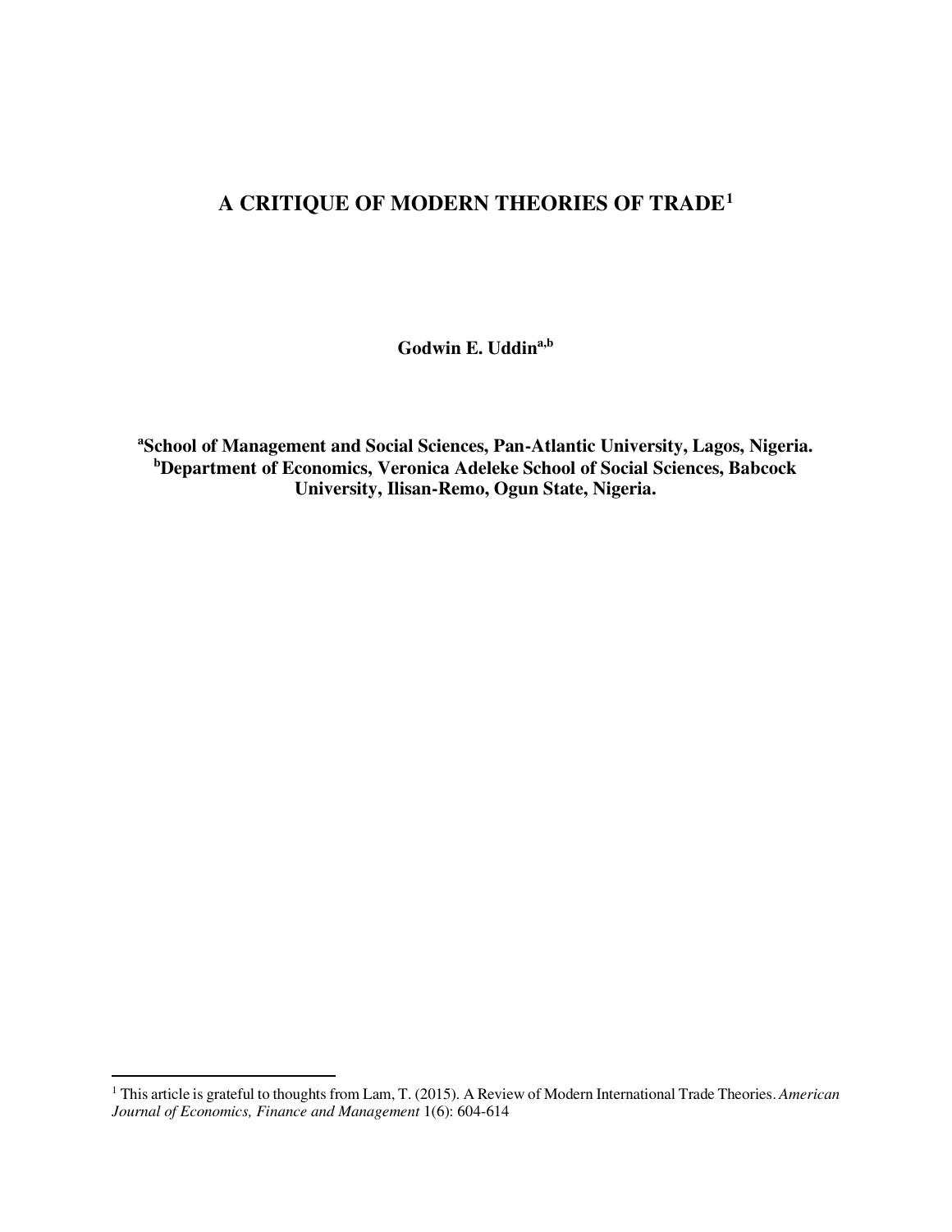# A CRITIQUE OF MODERN THEORIES OF TRADE[1]

**Godwin E. Uddin[a,b]**

**[a]School of Management and Social Sciences, Pan-Atlantic University, Lagos, Nigeria.**
**[b]Department of Economics, Veronica Adeleke School of Social Sciences, Babcock University, Ilisan-Remo, Ogun State, Nigeria.**

[1] This article is grateful to thoughts from Lam, T. (2015). A Review of Modern International Trade Theories. *American Journal of Economics, Finance and Management* 1(6): 604-614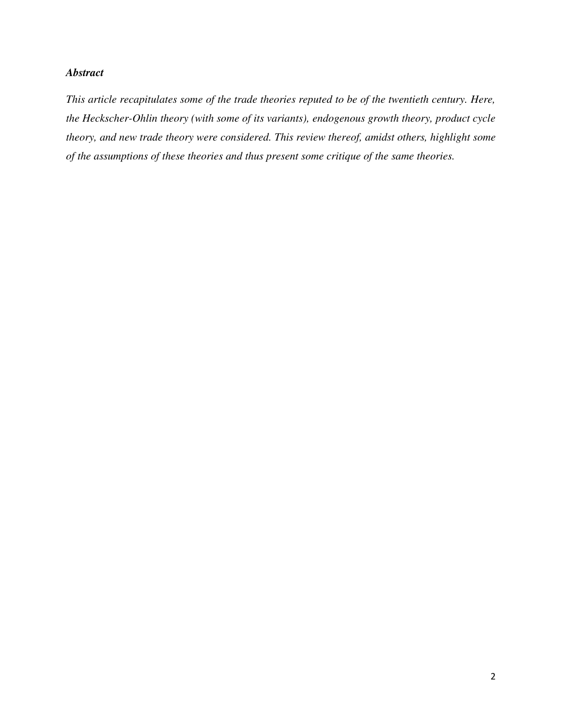### *Abstract*

*This article recapitulates some of the trade theories reputed to be of the twentieth century. Here, the Heckscher-Ohlin theory (with some of its variants), endogenous growth theory, product cycle theory, and new trade theory were considered. This review thereof, amidst others, highlight some of the assumptions of these theories and thus present some critique of the same theories.*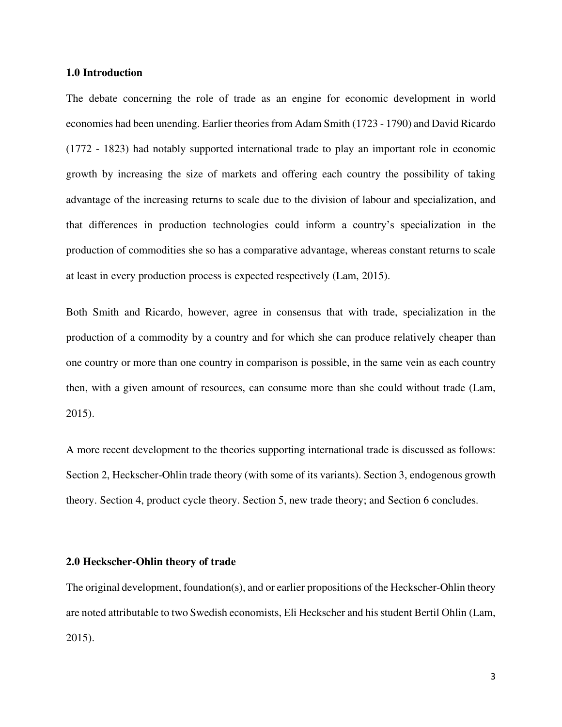## 1.0 Introduction

The debate concerning the role of trade as an engine for economic development in world economies had been unending. Earlier theories from Adam Smith (1723 - 1790) and David Ricardo (1772 - 1823) had notably supported international trade to play an important role in economic growth by increasing the size of markets and offering each country the possibility of taking advantage of the increasing returns to scale due to the division of labour and specialization, and that differences in production technologies could inform a country's specialization in the production of commodities she so has a comparative advantage, whereas constant returns to scale at least in every production process is expected respectively (Lam, 2015).

Both Smith and Ricardo, however, agree in consensus that with trade, specialization in the production of a commodity by a country and for which she can produce relatively cheaper than one country or more than one country in comparison is possible, in the same vein as each country then, with a given amount of resources, can consume more than she could without trade (Lam, 2015).

A more recent development to the theories supporting international trade is discussed as follows: Section 2, Heckscher-Ohlin trade theory (with some of its variants). Section 3, endogenous growth theory. Section 4, product cycle theory. Section 5, new trade theory; and Section 6 concludes.

## 2.0 Heckscher-Ohlin theory of trade

The original development, foundation(s), and or earlier propositions of the Heckscher-Ohlin theory are noted attributable to two Swedish economists, Eli Heckscher and his student Bertil Ohlin (Lam, 2015).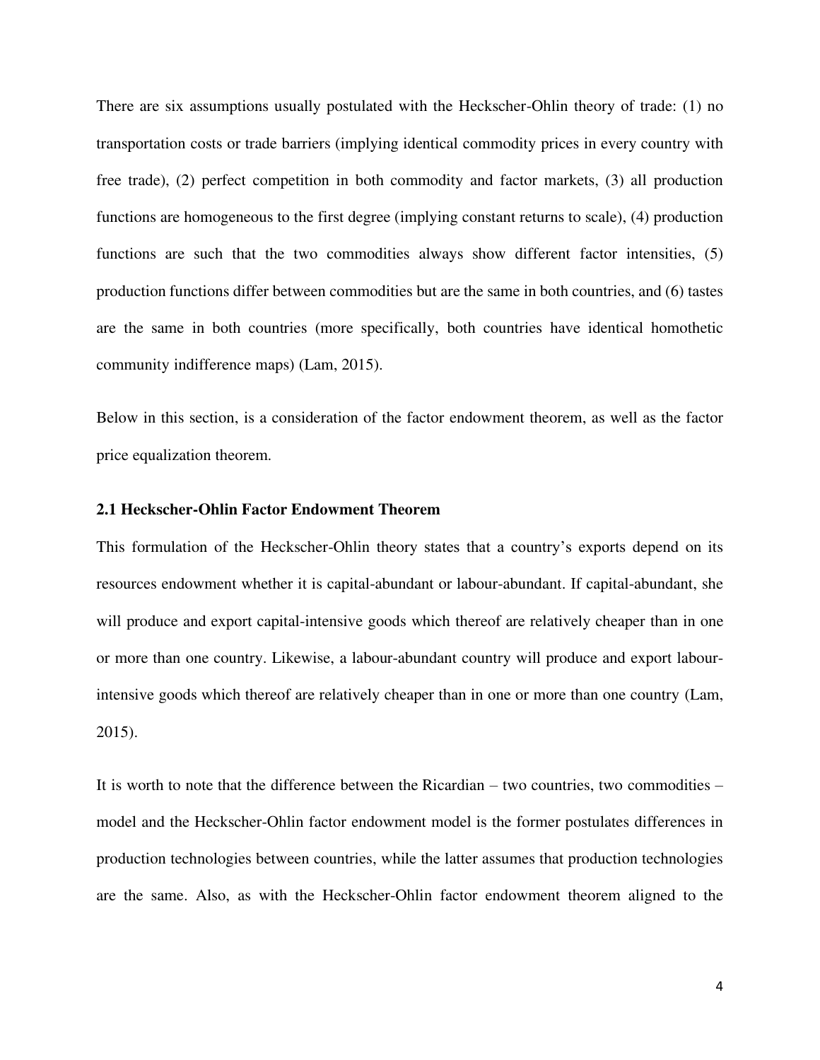There are six assumptions usually postulated with the Heckscher-Ohlin theory of trade: (1) no transportation costs or trade barriers (implying identical commodity prices in every country with free trade), (2) perfect competition in both commodity and factor markets, (3) all production functions are homogeneous to the first degree (implying constant returns to scale), (4) production functions are such that the two commodities always show different factor intensities, (5) production functions differ between commodities but are the same in both countries, and (6) tastes are the same in both countries (more specifically, both countries have identical homothetic community indifference maps) (Lam, 2015).

Below in this section, is a consideration of the factor endowment theorem, as well as the factor price equalization theorem.

### 2.1 Heckscher-Ohlin Factor Endowment Theorem

This formulation of the Heckscher-Ohlin theory states that a country's exports depend on its resources endowment whether it is capital-abundant or labour-abundant. If capital-abundant, she will produce and export capital-intensive goods which thereof are relatively cheaper than in one or more than one country. Likewise, a labour-abundant country will produce and export labour-intensive goods which thereof are relatively cheaper than in one or more than one country (Lam, 2015).

It is worth to note that the difference between the Ricardian – two countries, two commodities – model and the Heckscher-Ohlin factor endowment model is the former postulates differences in production technologies between countries, while the latter assumes that production technologies are the same. Also, as with the Heckscher-Ohlin factor endowment theorem aligned to the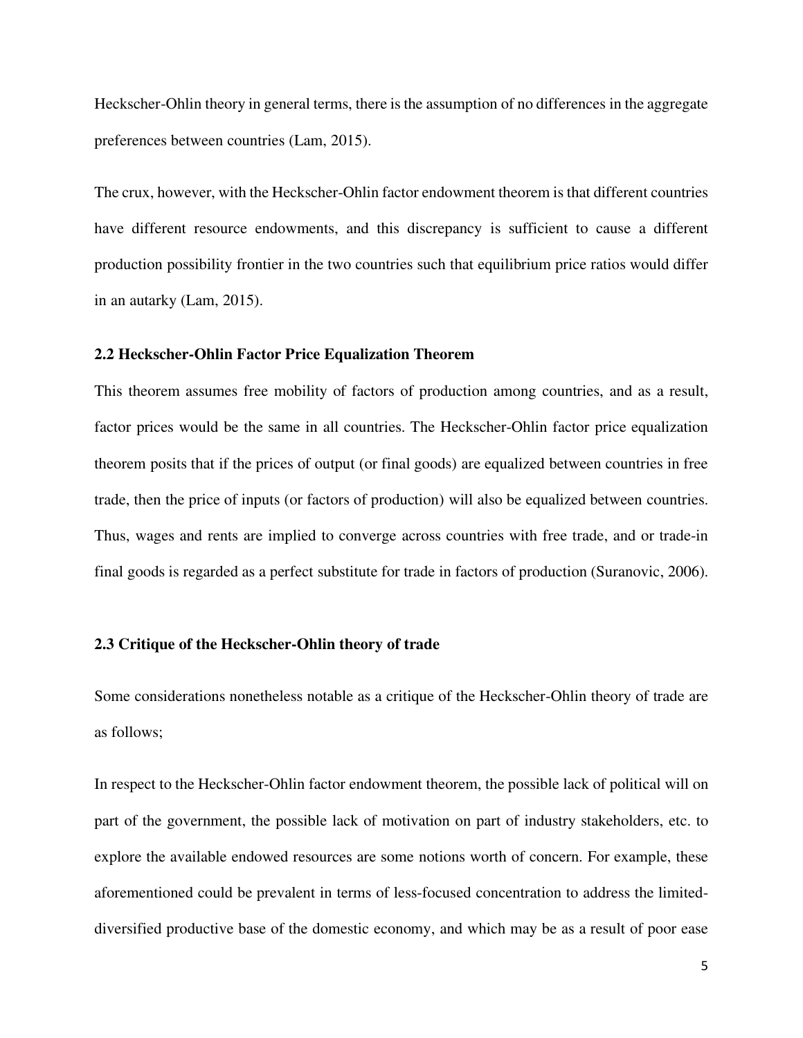Heckscher-Ohlin theory in general terms, there is the assumption of no differences in the aggregate preferences between countries (Lam, 2015).

The crux, however, with the Heckscher-Ohlin factor endowment theorem is that different countries have different resource endowments, and this discrepancy is sufficient to cause a different production possibility frontier in the two countries such that equilibrium price ratios would differ in an autarky (Lam, 2015).

### 2.2 Heckscher-Ohlin Factor Price Equalization Theorem

This theorem assumes free mobility of factors of production among countries, and as a result, factor prices would be the same in all countries. The Heckscher-Ohlin factor price equalization theorem posits that if the prices of output (or final goods) are equalized between countries in free trade, then the price of inputs (or factors of production) will also be equalized between countries. Thus, wages and rents are implied to converge across countries with free trade, and or trade-in final goods is regarded as a perfect substitute for trade in factors of production (Suranovic, 2006).

### 2.3 Critique of the Heckscher-Ohlin theory of trade

Some considerations nonetheless notable as a critique of the Heckscher-Ohlin theory of trade are as follows;

In respect to the Heckscher-Ohlin factor endowment theorem, the possible lack of political will on part of the government, the possible lack of motivation on part of industry stakeholders, etc. to explore the available endowed resources are some notions worth of concern. For example, these aforementioned could be prevalent in terms of less-focused concentration to address the limited-diversified productive base of the domestic economy, and which may be as a result of poor ease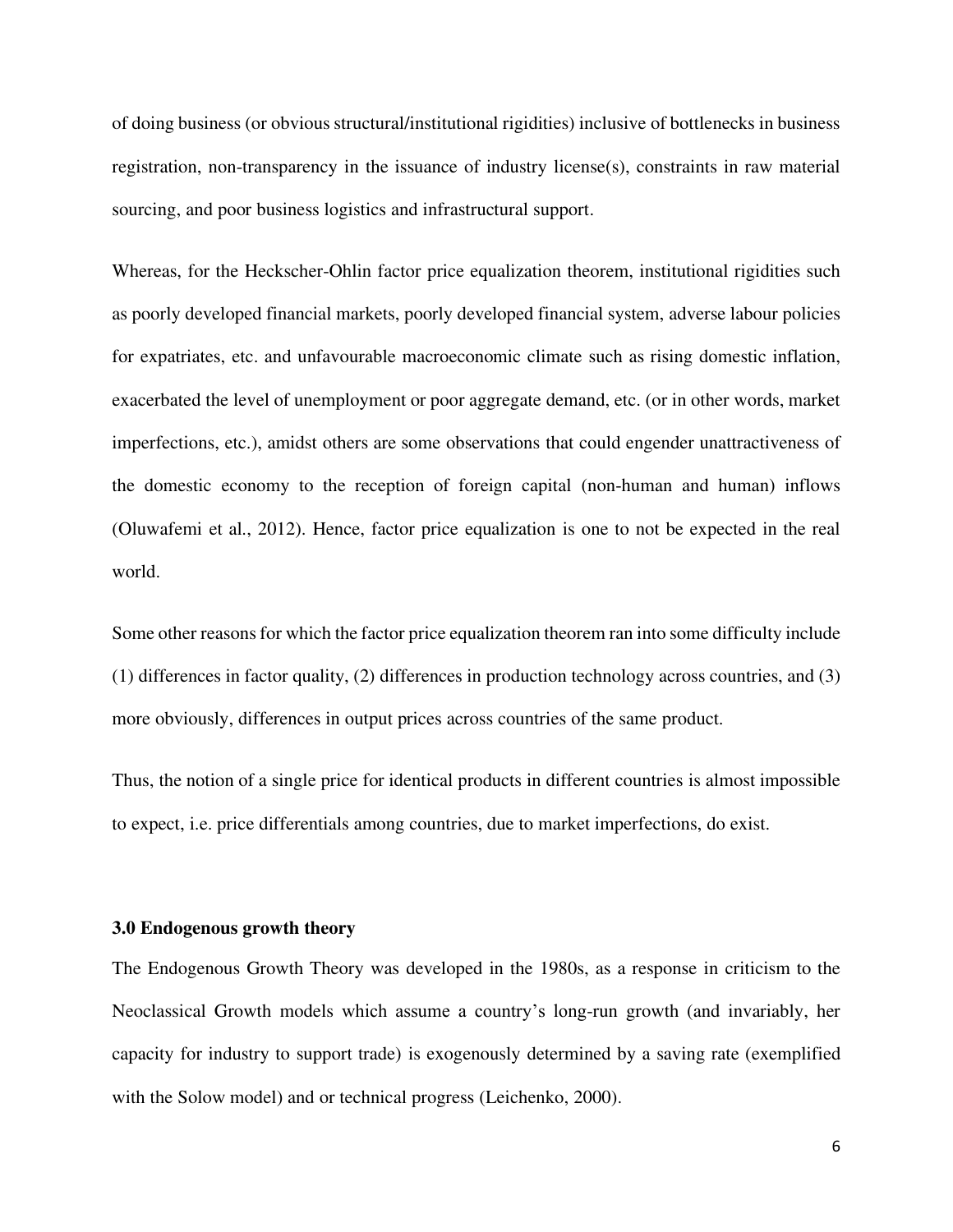of doing business (or obvious structural/institutional rigidities) inclusive of bottlenecks in business registration, non-transparency in the issuance of industry license(s), constraints in raw material sourcing, and poor business logistics and infrastructural support.

Whereas, for the Heckscher-Ohlin factor price equalization theorem, institutional rigidities such as poorly developed financial markets, poorly developed financial system, adverse labour policies for expatriates, etc. and unfavourable macroeconomic climate such as rising domestic inflation, exacerbated the level of unemployment or poor aggregate demand, etc. (or in other words, market imperfections, etc.), amidst others are some observations that could engender unattractiveness of the domestic economy to the reception of foreign capital (non-human and human) inflows (Oluwafemi et al., 2012). Hence, factor price equalization is one to not be expected in the real world.

Some other reasons for which the factor price equalization theorem ran into some difficulty include (1) differences in factor quality, (2) differences in production technology across countries, and (3) more obviously, differences in output prices across countries of the same product.

Thus, the notion of a single price for identical products in different countries is almost impossible to expect, i.e. price differentials among countries, due to market imperfections, do exist.

### 3.0 Endogenous growth theory

The Endogenous Growth Theory was developed in the 1980s, as a response in criticism to the Neoclassical Growth models which assume a country's long-run growth (and invariably, her capacity for industry to support trade) is exogenously determined by a saving rate (exemplified with the Solow model) and or technical progress (Leichenko, 2000).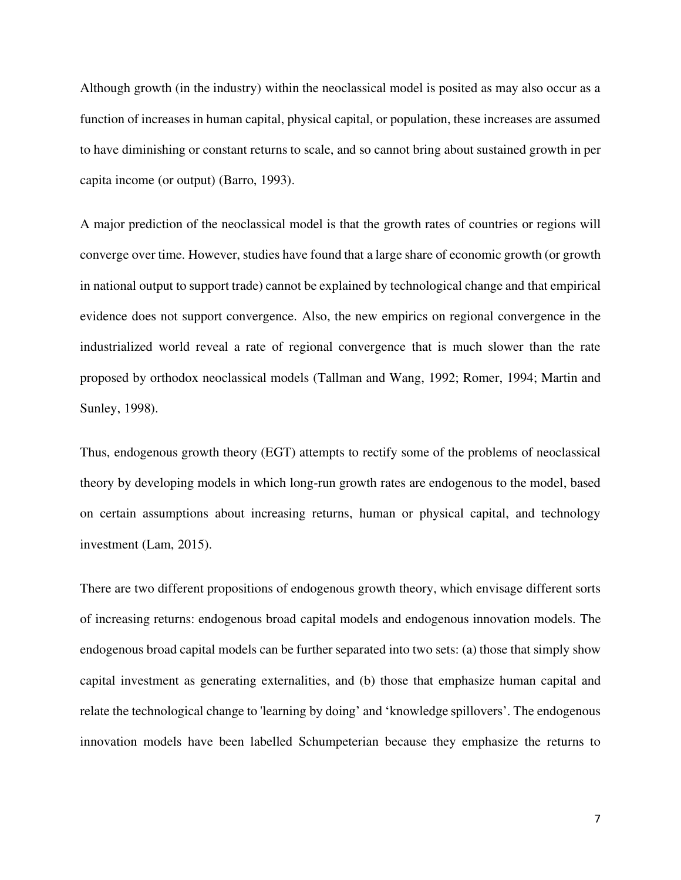Although growth (in the industry) within the neoclassical model is posited as may also occur as a function of increases in human capital, physical capital, or population, these increases are assumed to have diminishing or constant returns to scale, and so cannot bring about sustained growth in per capita income (or output) (Barro, 1993).

A major prediction of the neoclassical model is that the growth rates of countries or regions will converge over time. However, studies have found that a large share of economic growth (or growth in national output to support trade) cannot be explained by technological change and that empirical evidence does not support convergence. Also, the new empirics on regional convergence in the industrialized world reveal a rate of regional convergence that is much slower than the rate proposed by orthodox neoclassical models (Tallman and Wang, 1992; Romer, 1994; Martin and Sunley, 1998).

Thus, endogenous growth theory (EGT) attempts to rectify some of the problems of neoclassical theory by developing models in which long-run growth rates are endogenous to the model, based on certain assumptions about increasing returns, human or physical capital, and technology investment (Lam, 2015).

There are two different propositions of endogenous growth theory, which envisage different sorts of increasing returns: endogenous broad capital models and endogenous innovation models. The endogenous broad capital models can be further separated into two sets: (a) those that simply show capital investment as generating externalities, and (b) those that emphasize human capital and relate the technological change to 'learning by doing' and 'knowledge spillovers'. The endogenous innovation models have been labelled Schumpeterian because they emphasize the returns to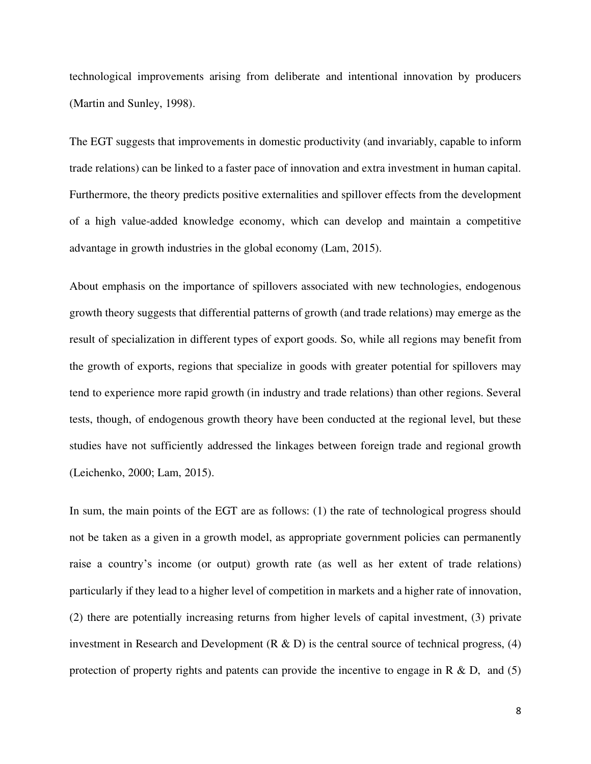technological improvements arising from deliberate and intentional innovation by producers (Martin and Sunley, 1998).

The EGT suggests that improvements in domestic productivity (and invariably, capable to inform trade relations) can be linked to a faster pace of innovation and extra investment in human capital. Furthermore, the theory predicts positive externalities and spillover effects from the development of a high value-added knowledge economy, which can develop and maintain a competitive advantage in growth industries in the global economy (Lam, 2015).

About emphasis on the importance of spillovers associated with new technologies, endogenous growth theory suggests that differential patterns of growth (and trade relations) may emerge as the result of specialization in different types of export goods. So, while all regions may benefit from the growth of exports, regions that specialize in goods with greater potential for spillovers may tend to experience more rapid growth (in industry and trade relations) than other regions. Several tests, though, of endogenous growth theory have been conducted at the regional level, but these studies have not sufficiently addressed the linkages between foreign trade and regional growth (Leichenko, 2000; Lam, 2015).

In sum, the main points of the EGT are as follows: (1) the rate of technological progress should not be taken as a given in a growth model, as appropriate government policies can permanently raise a country's income (or output) growth rate (as well as her extent of trade relations) particularly if they lead to a higher level of competition in markets and a higher rate of innovation, (2) there are potentially increasing returns from higher levels of capital investment, (3) private investment in Research and Development (R & D) is the central source of technical progress, (4) protection of property rights and patents can provide the incentive to engage in R & D, and (5)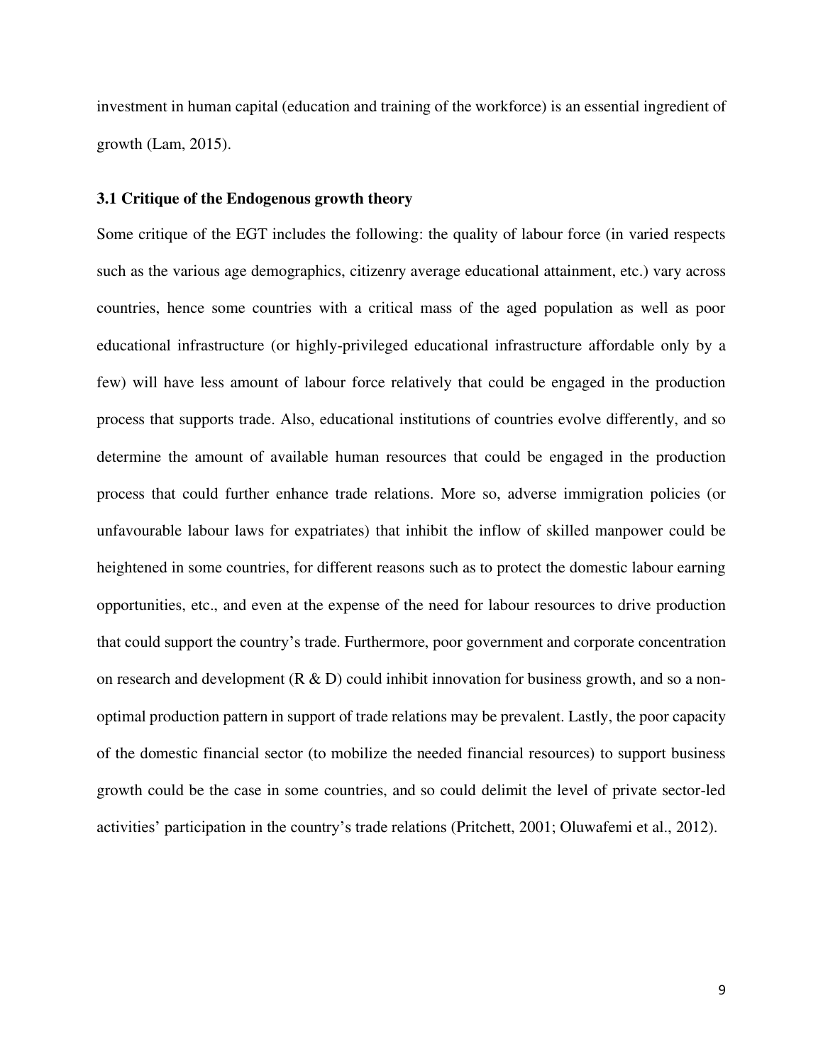investment in human capital (education and training of the workforce) is an essential ingredient of growth (Lam, 2015).

### 3.1 Critique of the Endogenous growth theory

Some critique of the EGT includes the following: the quality of labour force (in varied respects such as the various age demographics, citizenry average educational attainment, etc.) vary across countries, hence some countries with a critical mass of the aged population as well as poor educational infrastructure (or highly-privileged educational infrastructure affordable only by a few) will have less amount of labour force relatively that could be engaged in the production process that supports trade. Also, educational institutions of countries evolve differently, and so determine the amount of available human resources that could be engaged in the production process that could further enhance trade relations. More so, adverse immigration policies (or unfavourable labour laws for expatriates) that inhibit the inflow of skilled manpower could be heightened in some countries, for different reasons such as to protect the domestic labour earning opportunities, etc., and even at the expense of the need for labour resources to drive production that could support the country's trade. Furthermore, poor government and corporate concentration on research and development (R & D) could inhibit innovation for business growth, and so a non-optimal production pattern in support of trade relations may be prevalent. Lastly, the poor capacity of the domestic financial sector (to mobilize the needed financial resources) to support business growth could be the case in some countries, and so could delimit the level of private sector-led activities' participation in the country's trade relations (Pritchett, 2001; Oluwafemi et al., 2012).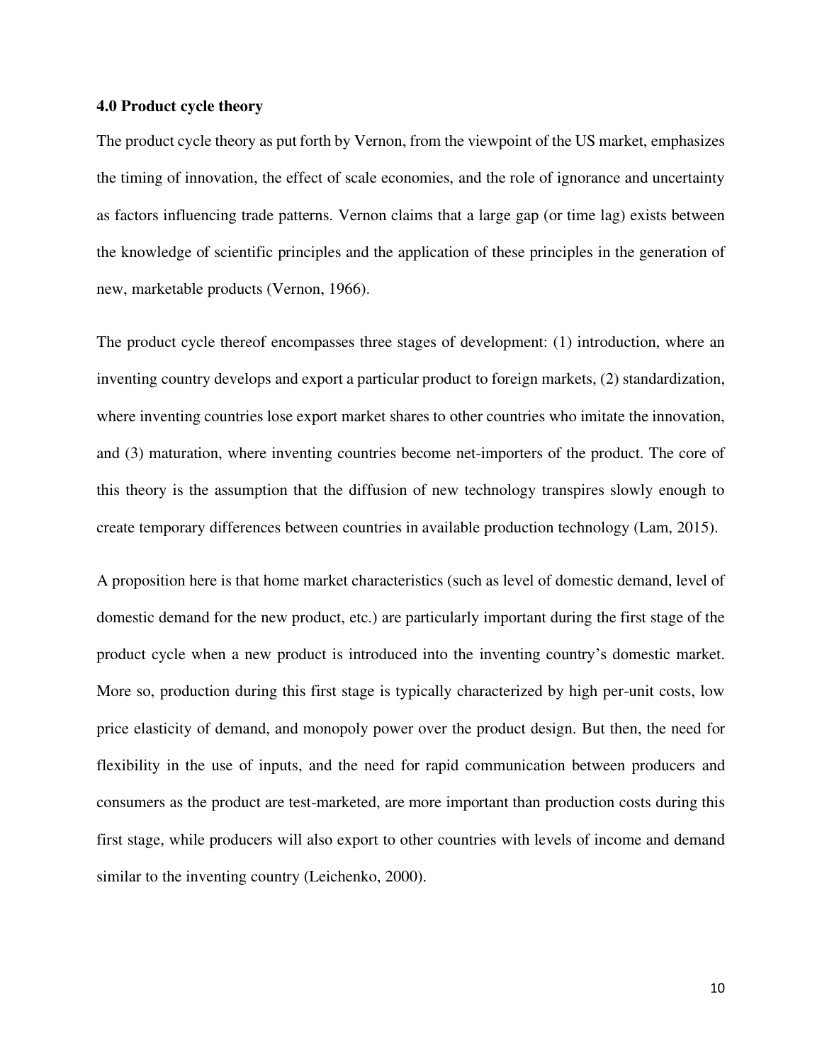## 4.0 Product cycle theory

The product cycle theory as put forth by Vernon, from the viewpoint of the US market, emphasizes the timing of innovation, the effect of scale economies, and the role of ignorance and uncertainty as factors influencing trade patterns. Vernon claims that a large gap (or time lag) exists between the knowledge of scientific principles and the application of these principles in the generation of new, marketable products (Vernon, 1966).

The product cycle thereof encompasses three stages of development: (1) introduction, where an inventing country develops and export a particular product to foreign markets, (2) standardization, where inventing countries lose export market shares to other countries who imitate the innovation, and (3) maturation, where inventing countries become net-importers of the product. The core of this theory is the assumption that the diffusion of new technology transpires slowly enough to create temporary differences between countries in available production technology (Lam, 2015).

A proposition here is that home market characteristics (such as level of domestic demand, level of domestic demand for the new product, etc.) are particularly important during the first stage of the product cycle when a new product is introduced into the inventing country's domestic market. More so, production during this first stage is typically characterized by high per-unit costs, low price elasticity of demand, and monopoly power over the product design. But then, the need for flexibility in the use of inputs, and the need for rapid communication between producers and consumers as the product are test-marketed, are more important than production costs during this first stage, while producers will also export to other countries with levels of income and demand similar to the inventing country (Leichenko, 2000).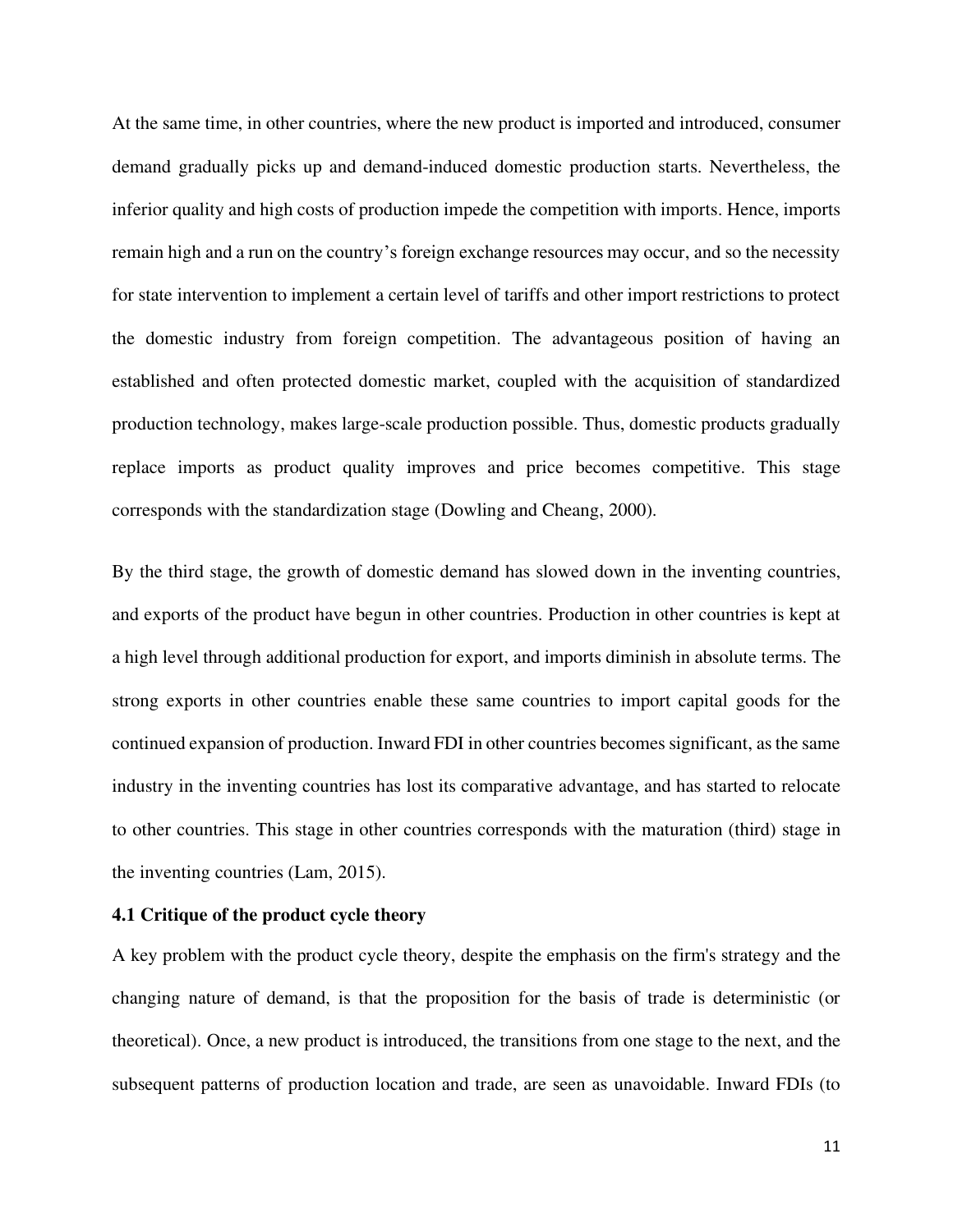At the same time, in other countries, where the new product is imported and introduced, consumer demand gradually picks up and demand-induced domestic production starts. Nevertheless, the inferior quality and high costs of production impede the competition with imports. Hence, imports remain high and a run on the country's foreign exchange resources may occur, and so the necessity for state intervention to implement a certain level of tariffs and other import restrictions to protect the domestic industry from foreign competition. The advantageous position of having an established and often protected domestic market, coupled with the acquisition of standardized production technology, makes large-scale production possible. Thus, domestic products gradually replace imports as product quality improves and price becomes competitive. This stage corresponds with the standardization stage (Dowling and Cheang, 2000).

By the third stage, the growth of domestic demand has slowed down in the inventing countries, and exports of the product have begun in other countries. Production in other countries is kept at a high level through additional production for export, and imports diminish in absolute terms. The strong exports in other countries enable these same countries to import capital goods for the continued expansion of production. Inward FDI in other countries becomes significant, as the same industry in the inventing countries has lost its comparative advantage, and has started to relocate to other countries. This stage in other countries corresponds with the maturation (third) stage in the inventing countries (Lam, 2015).

### 4.1 Critique of the product cycle theory

A key problem with the product cycle theory, despite the emphasis on the firm's strategy and the changing nature of demand, is that the proposition for the basis of trade is deterministic (or theoretical). Once, a new product is introduced, the transitions from one stage to the next, and the subsequent patterns of production location and trade, are seen as unavoidable. Inward FDIs (to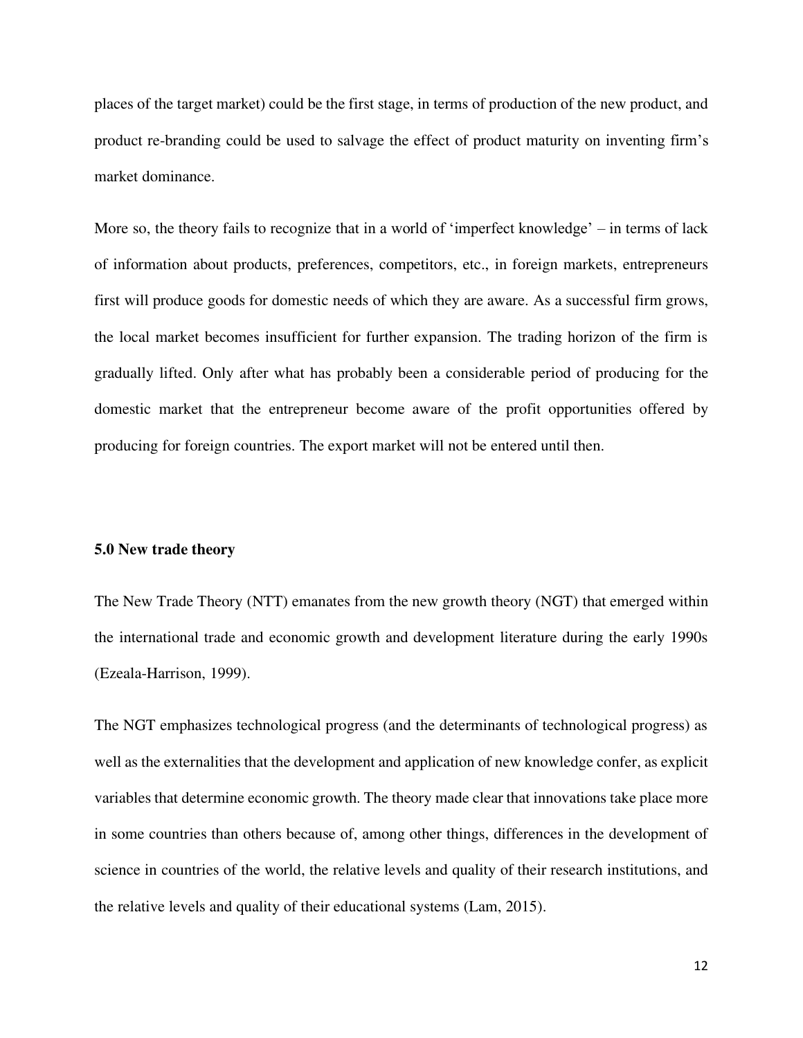places of the target market) could be the first stage, in terms of production of the new product, and product re-branding could be used to salvage the effect of product maturity on inventing firm's market dominance.

More so, the theory fails to recognize that in a world of 'imperfect knowledge' – in terms of lack of information about products, preferences, competitors, etc., in foreign markets, entrepreneurs first will produce goods for domestic needs of which they are aware. As a successful firm grows, the local market becomes insufficient for further expansion. The trading horizon of the firm is gradually lifted. Only after what has probably been a considerable period of producing for the domestic market that the entrepreneur become aware of the profit opportunities offered by producing for foreign countries. The export market will not be entered until then.

**5.0 New trade theory**

The New Trade Theory (NTT) emanates from the new growth theory (NGT) that emerged within the international trade and economic growth and development literature during the early 1990s (Ezeala-Harrison, 1999).

The NGT emphasizes technological progress (and the determinants of technological progress) as well as the externalities that the development and application of new knowledge confer, as explicit variables that determine economic growth. The theory made clear that innovations take place more in some countries than others because of, among other things, differences in the development of science in countries of the world, the relative levels and quality of their research institutions, and the relative levels and quality of their educational systems (Lam, 2015).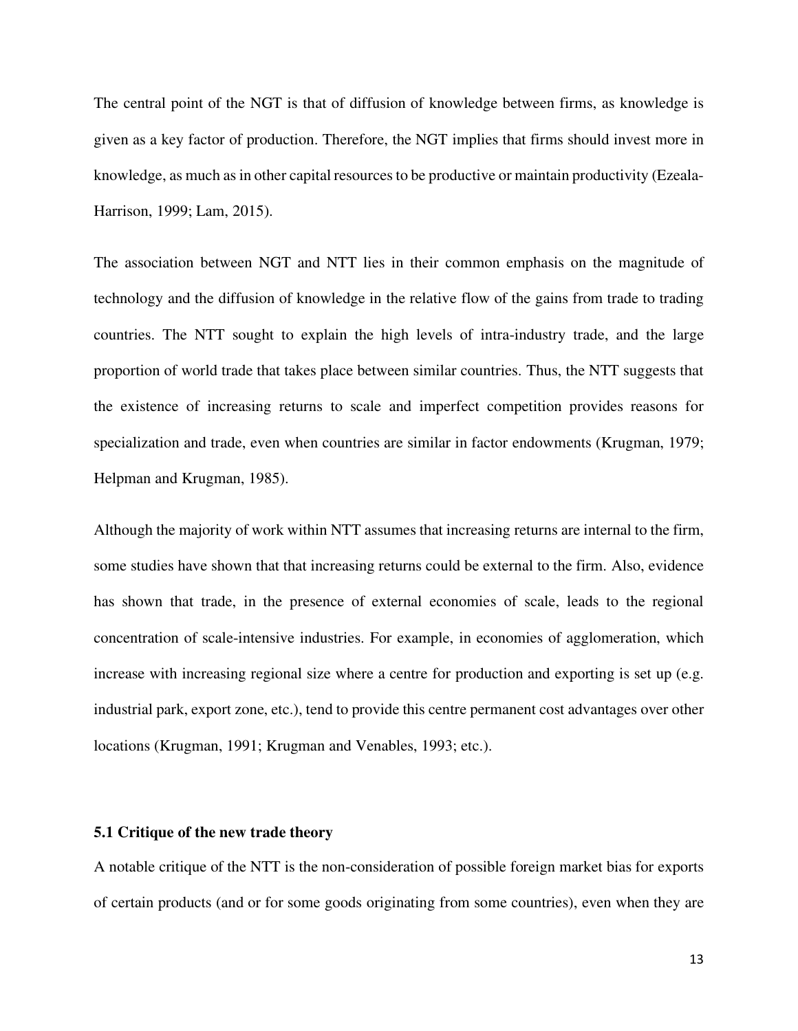The central point of the NGT is that of diffusion of knowledge between firms, as knowledge is given as a key factor of production. Therefore, the NGT implies that firms should invest more in knowledge, as much as in other capital resources to be productive or maintain productivity (Ezeala-Harrison, 1999; Lam, 2015).

The association between NGT and NTT lies in their common emphasis on the magnitude of technology and the diffusion of knowledge in the relative flow of the gains from trade to trading countries. The NTT sought to explain the high levels of intra-industry trade, and the large proportion of world trade that takes place between similar countries. Thus, the NTT suggests that the existence of increasing returns to scale and imperfect competition provides reasons for specialization and trade, even when countries are similar in factor endowments (Krugman, 1979; Helpman and Krugman, 1985).

Although the majority of work within NTT assumes that increasing returns are internal to the firm, some studies have shown that that increasing returns could be external to the firm. Also, evidence has shown that trade, in the presence of external economies of scale, leads to the regional concentration of scale-intensive industries. For example, in economies of agglomeration, which increase with increasing regional size where a centre for production and exporting is set up (e.g. industrial park, export zone, etc.), tend to provide this centre permanent cost advantages over other locations (Krugman, 1991; Krugman and Venables, 1993; etc.).

### 5.1 Critique of the new trade theory

A notable critique of the NTT is the non-consideration of possible foreign market bias for exports of certain products (and or for some goods originating from some countries), even when they are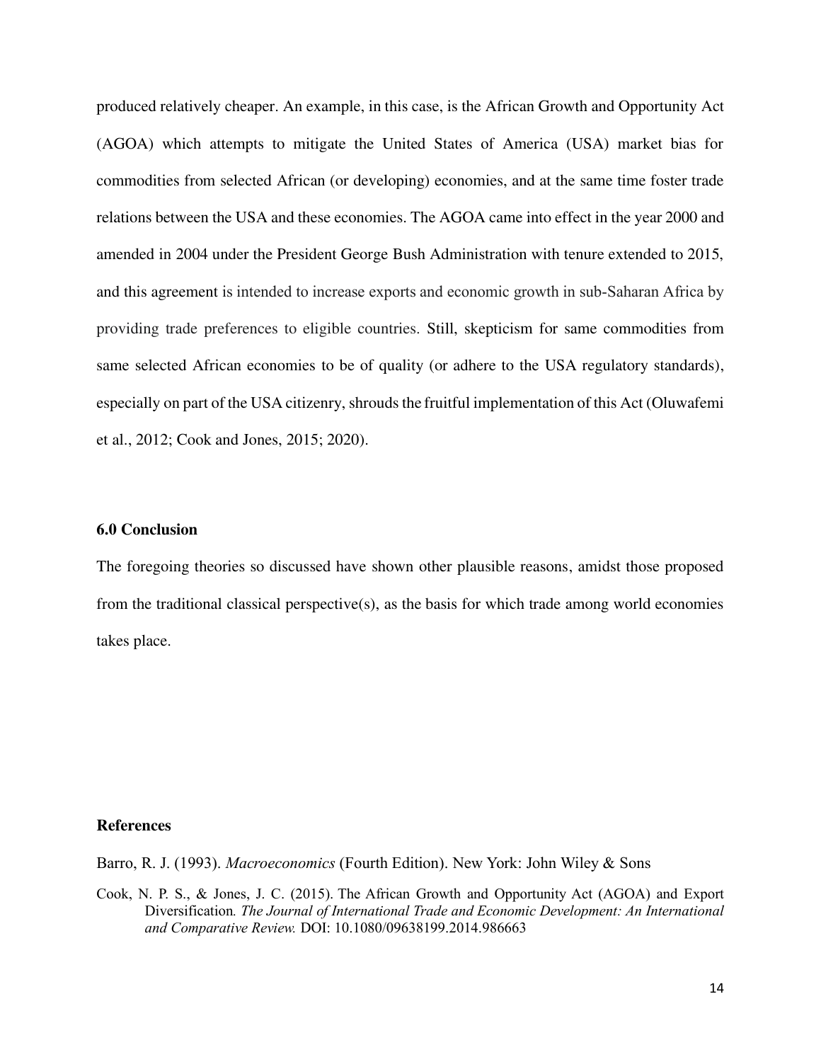produced relatively cheaper. An example, in this case, is the African Growth and Opportunity Act (AGOA) which attempts to mitigate the United States of America (USA) market bias for commodities from selected African (or developing) economies, and at the same time foster trade relations between the USA and these economies. The AGOA came into effect in the year 2000 and amended in 2004 under the President George Bush Administration with tenure extended to 2015, and this agreement is intended to increase exports and economic growth in sub-Saharan Africa by providing trade preferences to eligible countries. Still, skepticism for same commodities from same selected African economies to be of quality (or adhere to the USA regulatory standards), especially on part of the USA citizenry, shrouds the fruitful implementation of this Act (Oluwafemi et al., 2012; Cook and Jones, 2015; 2020).

## 6.0 Conclusion

The foregoing theories so discussed have shown other plausible reasons, amidst those proposed from the traditional classical perspective(s), as the basis for which trade among world economies takes place.

## References

Barro, R. J. (1993). *Macroeconomics* (Fourth Edition). New York: John Wiley & Sons

Cook, N. P. S., & Jones, J. C. (2015). The African Growth and Opportunity Act (AGOA) and Export Diversification*. The Journal of International Trade and Economic Development: An International and Comparative Review.* DOI: 10.1080/09638199.2014.986663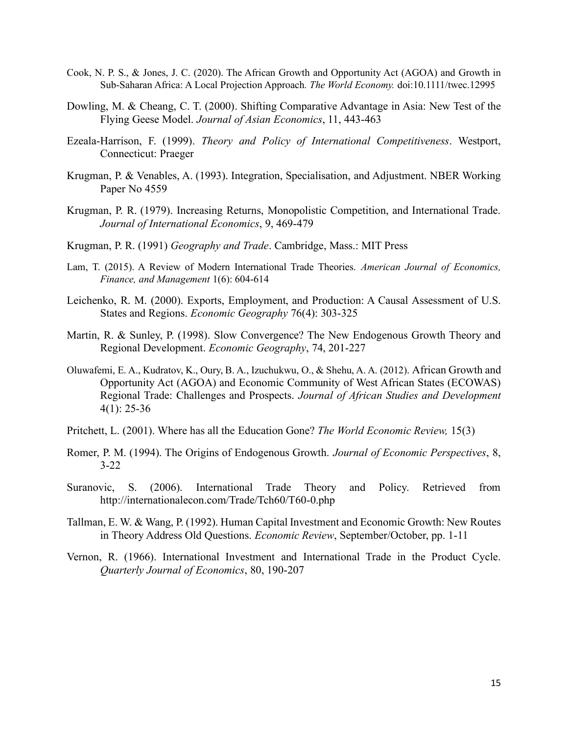Cook, N. P. S., & Jones, J. C. (2020). The African Growth and Opportunity Act (AGOA) and Growth in Sub-Saharan Africa: A Local Projection Approach*. The World Economy.* doi:10.1111/twec.12995

Dowling, M. & Cheang, C. T. (2000). Shifting Comparative Advantage in Asia: New Test of the Flying Geese Model. *Journal of Asian Economics*, 11, 443-463

Ezeala-Harrison, F. (1999). *Theory and Policy of International Competitiveness*. Westport, Connecticut: Praeger

Krugman, P. & Venables, A. (1993). Integration, Specialisation, and Adjustment. NBER Working Paper No 4559

Krugman, P. R. (1979). Increasing Returns, Monopolistic Competition, and International Trade. *Journal of International Economics*, 9, 469-479

Krugman, P. R. (1991) *Geography and Trade*. Cambridge, Mass.: MIT Press

Lam, T. (2015). A Review of Modern International Trade Theories. *American Journal of Economics, Finance, and Management* 1(6): 604-614

Leichenko, R. M. (2000). Exports, Employment, and Production: A Causal Assessment of U.S. States and Regions. *Economic Geography* 76(4): 303-325

Martin, R. & Sunley, P. (1998). Slow Convergence? The New Endogenous Growth Theory and Regional Development. *Economic Geography*, 74, 201-227

Oluwafemi, E. A., Kudratov, K., Oury, B. A., Izuchukwu, O., & Shehu, A. A. (2012). African Growth and Opportunity Act (AGOA) and Economic Community of West African States (ECOWAS) Regional Trade: Challenges and Prospects. *Journal of African Studies and Development* 4(1): 25-36

Pritchett, L. (2001). Where has all the Education Gone? *The World Economic Review,* 15(3)

Romer, P. M. (1994). The Origins of Endogenous Growth. *Journal of Economic Perspectives*, 8, 3-22

Suranovic, S. (2006). International Trade Theory and Policy. Retrieved from http://internationalecon.com/Trade/Tch60/T60-0.php

Tallman, E. W. & Wang, P. (1992). Human Capital Investment and Economic Growth: New Routes in Theory Address Old Questions. *Economic Review*, September/October, pp. 1-11

Vernon, R. (1966). International Investment and International Trade in the Product Cycle. *Quarterly Journal of Economics*, 80, 190-207